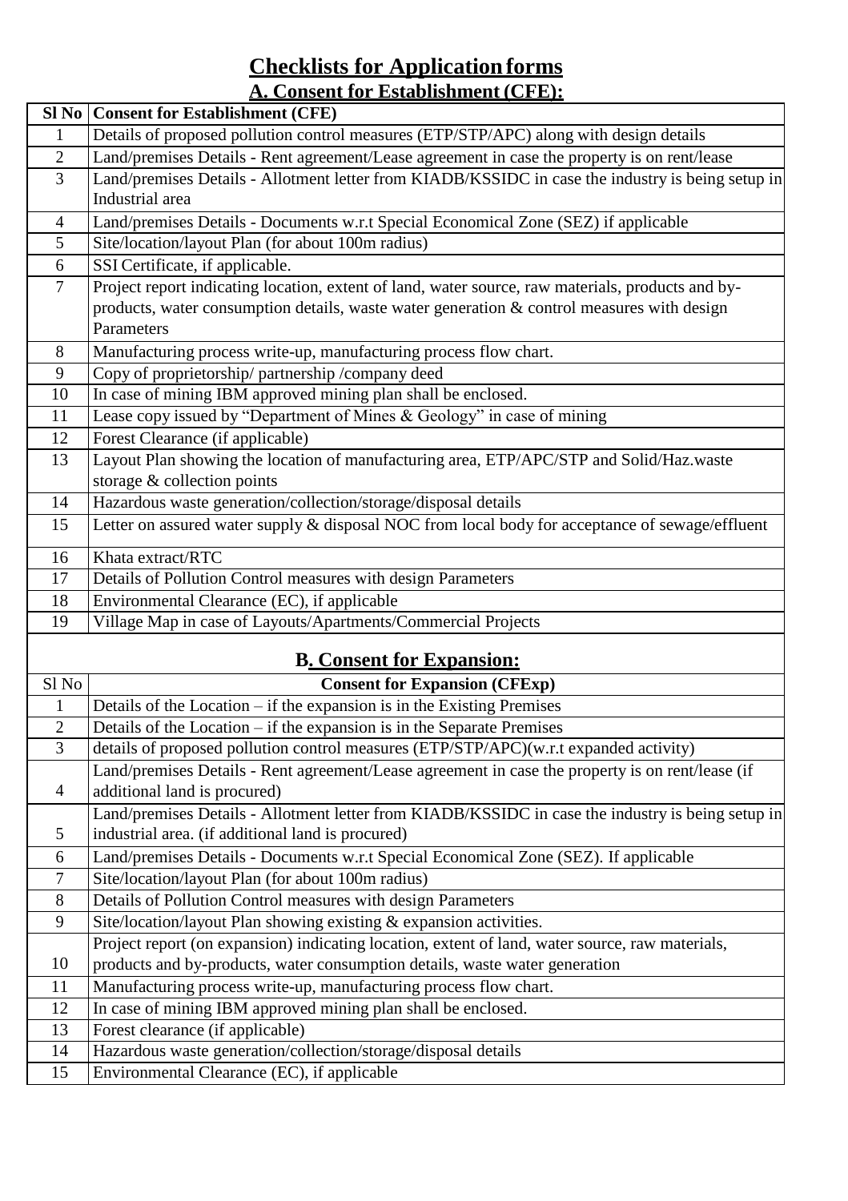# Checklists for Application forms

## A. Consent for Establishment (CFE):

| Sl No | Consent for Establishment (CFE) |
|---|---|
| 1 | Details of proposed pollution control measures (ETP/STP/APC) along with design details |
| 2 | Land/premises Details - Rent agreement/Lease agreement in case the property is on rent/lease |
| 3 | Land/premises Details - Allotment letter from KIADB/KSSIDC in case the industry is being setup in Industrial area |
| 4 | Land/premises Details - Documents w.r.t Special Economical Zone (SEZ) if applicable |
| 5 | Site/location/layout Plan (for about 100m radius) |
| 6 | SSI Certificate, if applicable. |
| 7 | Project report indicating location, extent of land, water source, raw materials, products and by-products, water consumption details, waste water generation & control measures with design Parameters |
| 8 | Manufacturing process write-up, manufacturing process flow chart. |
| 9 | Copy of proprietorship/ partnership /company deed |
| 10 | In case of mining IBM approved mining plan shall be enclosed. |
| 11 | Lease copy issued by "Department of Mines & Geology" in case of mining |
| 12 | Forest Clearance (if applicable) |
| 13 | Layout Plan showing the location of manufacturing area, ETP/APC/STP and Solid/Haz.waste storage & collection points |
| 14 | Hazardous waste generation/collection/storage/disposal details |
| 15 | Letter on assured water supply & disposal NOC from local body for acceptance of sewage/effluent |
| 16 | Khata extract/RTC |
| 17 | Details of Pollution Control measures with design Parameters |
| 18 | Environmental Clearance (EC), if applicable |
| 19 | Village Map in case of Layouts/Apartments/Commercial Projects |

## B. Consent for Expansion:

| Sl No | Consent for Expansion (CFExp) |
|---|---|
| 1 | Details of the Location – if the expansion is in the Existing Premises |
| 2 | Details of the Location – if the expansion is in the Separate Premises |
| 3 | details of proposed pollution control measures (ETP/STP/APC)(w.r.t expanded activity) |
| 4 | Land/premises Details - Rent agreement/Lease agreement in case the property is on rent/lease (if additional land is procured) |
| 5 | Land/premises Details - Allotment letter from KIADB/KSSIDC in case the industry is being setup in industrial area. (if additional land is procured) |
| 6 | Land/premises Details - Documents w.r.t Special Economical Zone (SEZ). If applicable |
| 7 | Site/location/layout Plan (for about 100m radius) |
| 8 | Details of Pollution Control measures with design Parameters |
| 9 | Site/location/layout Plan showing existing & expansion activities. |
| 10 | Project report (on expansion) indicating location, extent of land, water source, raw materials, products and by-products, water consumption details, waste water generation |
| 11 | Manufacturing process write-up, manufacturing process flow chart. |
| 12 | In case of mining IBM approved mining plan shall be enclosed. |
| 13 | Forest clearance (if applicable) |
| 14 | Hazardous waste generation/collection/storage/disposal details |
| 15 | Environmental Clearance (EC), if applicable |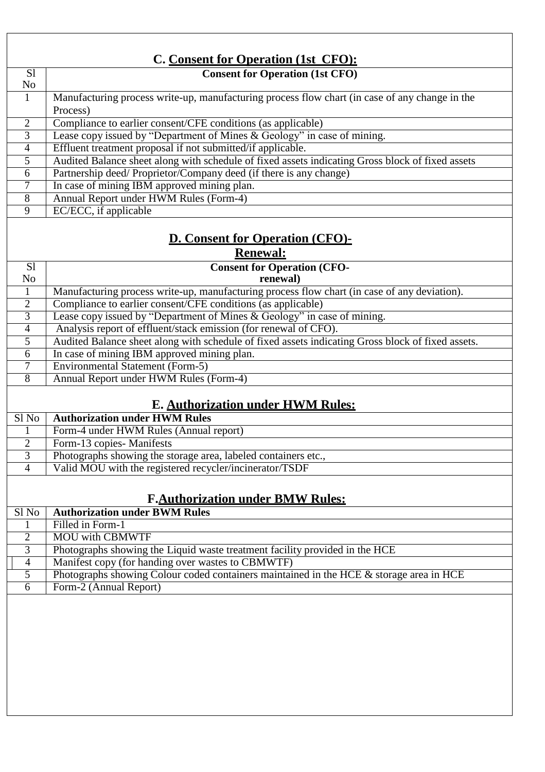## C. Consent for Operation (1st CFO):

| Sl No | Consent for Operation (1st CFO) |
|---|---|
| 1 | Manufacturing process write-up, manufacturing process flow chart (in case of any change in the Process) |
| 2 | Compliance to earlier consent/CFE conditions (as applicable) |
| 3 | Lease copy issued by "Department of Mines & Geology" in case of mining. |
| 4 | Effluent treatment proposal if not submitted/if applicable. |
| 5 | Audited Balance sheet along with schedule of fixed assets indicating Gross block of fixed assets |
| 6 | Partnership deed/ Proprietor/Company deed (if there is any change) |
| 7 | In case of mining IBM approved mining plan. |
| 8 | Annual Report under HWM Rules (Form-4) |
| 9 | EC/ECC, if applicable |

## D. Consent for Operation (CFO)-Renewal:

| Sl No | Consent for Operation (CFO-renewal) |
|---|---|
| 1 | Manufacturing process write-up, manufacturing process flow chart (in case of any deviation). |
| 2 | Compliance to earlier consent/CFE conditions (as applicable) |
| 3 | Lease copy issued by "Department of Mines & Geology" in case of mining. |
| 4 | Analysis report of effluent/stack emission (for renewal of CFO). |
| 5 | Audited Balance sheet along with schedule of fixed assets indicating Gross block of fixed assets. |
| 6 | In case of mining IBM approved mining plan. |
| 7 | Environmental Statement (Form-5) |
| 8 | Annual Report under HWM Rules (Form-4) |

## E. Authorization under HWM Rules:

| Sl No | Authorization under HWM Rules |
|---|---|
| 1 | Form-4 under HWM Rules (Annual report) |
| 2 | Form-13 copies- Manifests |
| 3 | Photographs showing the storage area, labeled containers etc., |
| 4 | Valid MOU with the registered recycler/incinerator/TSDF |

## F. Authorization under BMW Rules:

| Sl No | Authorization under BWM Rules |
|---|---|
| 1 | Filled in Form-1 |
| 2 | MOU with CBMWTF |
| 3 | Photographs showing the Liquid waste treatment facility provided in the HCE |
| 4 | Manifest copy (for handing over wastes to CBMWTF) |
| 5 | Photographs showing Colour coded containers maintained in the HCE & storage area in HCE |
| 6 | Form-2 (Annual Report) |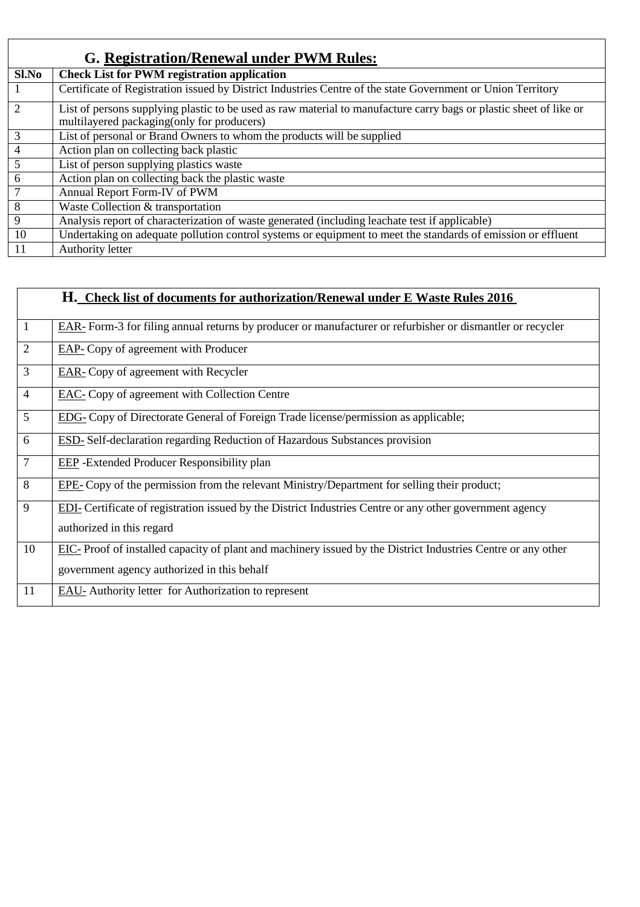## G. Registration/Renewal under PWM Rules:

| Sl.No | Check List for PWM registration application |
|---|---|
| 1 | Certificate of Registration issued by District Industries Centre of the state Government or Union Territory |
| 2 | List of persons supplying plastic to be used as raw material to manufacture carry bags or plastic sheet of like or multilayered packaging(only for producers) |
| 3 | List of personal or Brand Owners to whom the products will be supplied |
| 4 | Action plan on collecting back plastic |
| 5 | List of person supplying plastics waste |
| 6 | Action plan on collecting back the plastic waste |
| 7 | Annual Report Form-IV of PWM |
| 8 | Waste Collection & transportation |
| 9 | Analysis report of characterization of waste generated (including leachate test if applicable) |
| 10 | Undertaking on adequate pollution control systems or equipment to meet the standards of emission or effluent |
| 11 | Authority letter |

## H. Check list of documents for authorization/Renewal under E Waste Rules 2016

| | |
|---|---|
| 1 | EAR- Form-3 for filing annual returns by producer or manufacturer or refurbisher or dismantler or recycler |
| 2 | EAP- Copy of agreement with Producer |
| 3 | EAR- Copy of agreement with Recycler |
| 4 | EAC- Copy of agreement with Collection Centre |
| 5 | EDG- Copy of Directorate General of Foreign Trade license/permission as applicable; |
| 6 | ESD- Self-declaration regarding Reduction of Hazardous Substances provision |
| 7 | EEP -Extended Producer Responsibility plan |
| 8 | EPE- Copy of the permission from the relevant Ministry/Department for selling their product; |
| 9 | EDI- Certificate of registration issued by the District Industries Centre or any other government agency authorized in this regard |
| 10 | EIC- Proof of installed capacity of plant and machinery issued by the District Industries Centre or any other government agency authorized in this behalf |
| 11 | EAU- Authority letter for Authorization to represent |